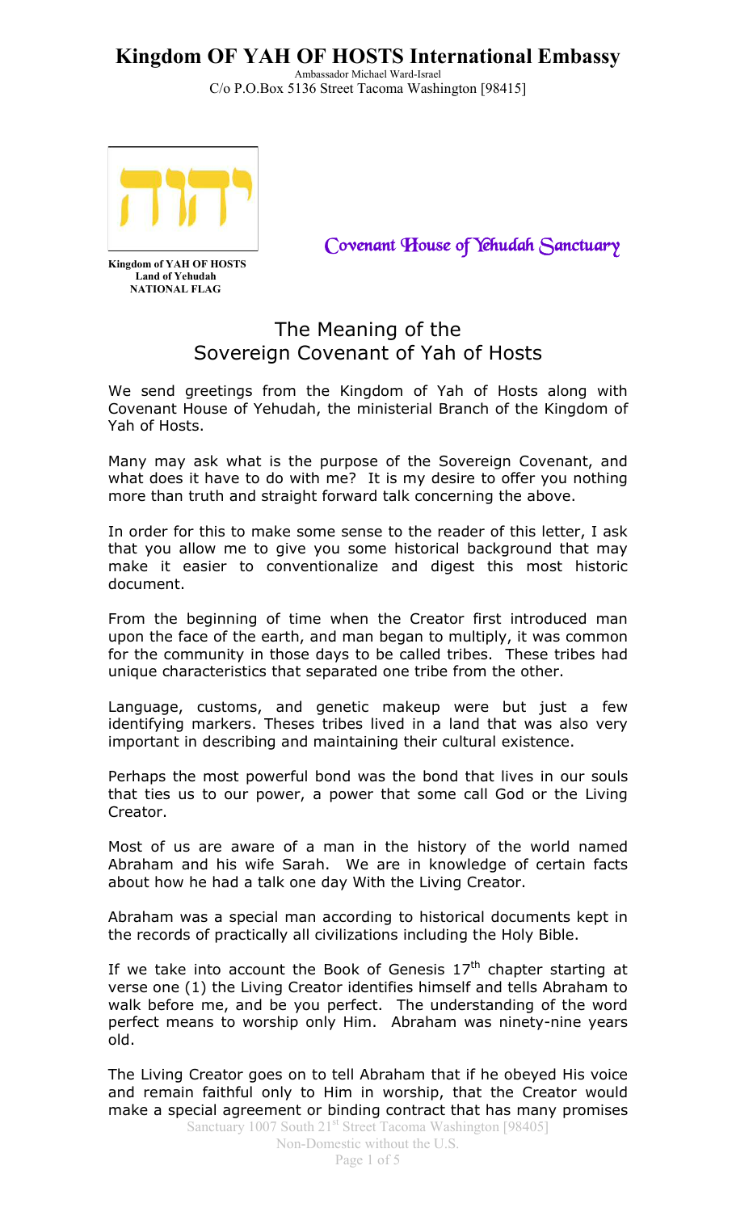# Kingdom OF YAH OF HOSTS International Embassy

Ambassador Michael Ward-Israel
C/o P.O.Box 5136 Street Tacoma Washington [98415]

יהוה

**Kingdom of YAH OF HOSTS**
**Land of Yehudah**
**NATIONAL FLAG**

Covenant House of Yehudah Sanctuary

## The Meaning of the Sovereign Covenant of Yah of Hosts

We send greetings from the Kingdom of Yah of Hosts along with Covenant House of Yehudah, the ministerial Branch of the Kingdom of Yah of Hosts.

Many may ask what is the purpose of the Sovereign Covenant, and what does it have to do with me? It is my desire to offer you nothing more than truth and straight forward talk concerning the above.

In order for this to make some sense to the reader of this letter, I ask that you allow me to give you some historical background that may make it easier to conventionalize and digest this most historic document.

From the beginning of time when the Creator first introduced man upon the face of the earth, and man began to multiply, it was common for the community in those days to be called tribes. These tribes had unique characteristics that separated one tribe from the other.

Language, customs, and genetic makeup were but just a few identifying markers. Theses tribes lived in a land that was also very important in describing and maintaining their cultural existence.

Perhaps the most powerful bond was the bond that lives in our souls that ties us to our power, a power that some call God or the Living Creator.

Most of us are aware of a man in the history of the world named Abraham and his wife Sarah. We are in knowledge of certain facts about how he had a talk one day With the Living Creator.

Abraham was a special man according to historical documents kept in the records of practically all civilizations including the Holy Bible.

If we take into account the Book of Genesis 17th chapter starting at verse one (1) the Living Creator identifies himself and tells Abraham to walk before me, and be you perfect. The understanding of the word perfect means to worship only Him. Abraham was ninety-nine years old.

The Living Creator goes on to tell Abraham that if he obeyed His voice and remain faithful only to Him in worship, that the Creator would make a special agreement or binding contract that has many promises

Sanctuary 1007 South 21st Street Tacoma Washington [98405]
Non-Domestic without the U.S.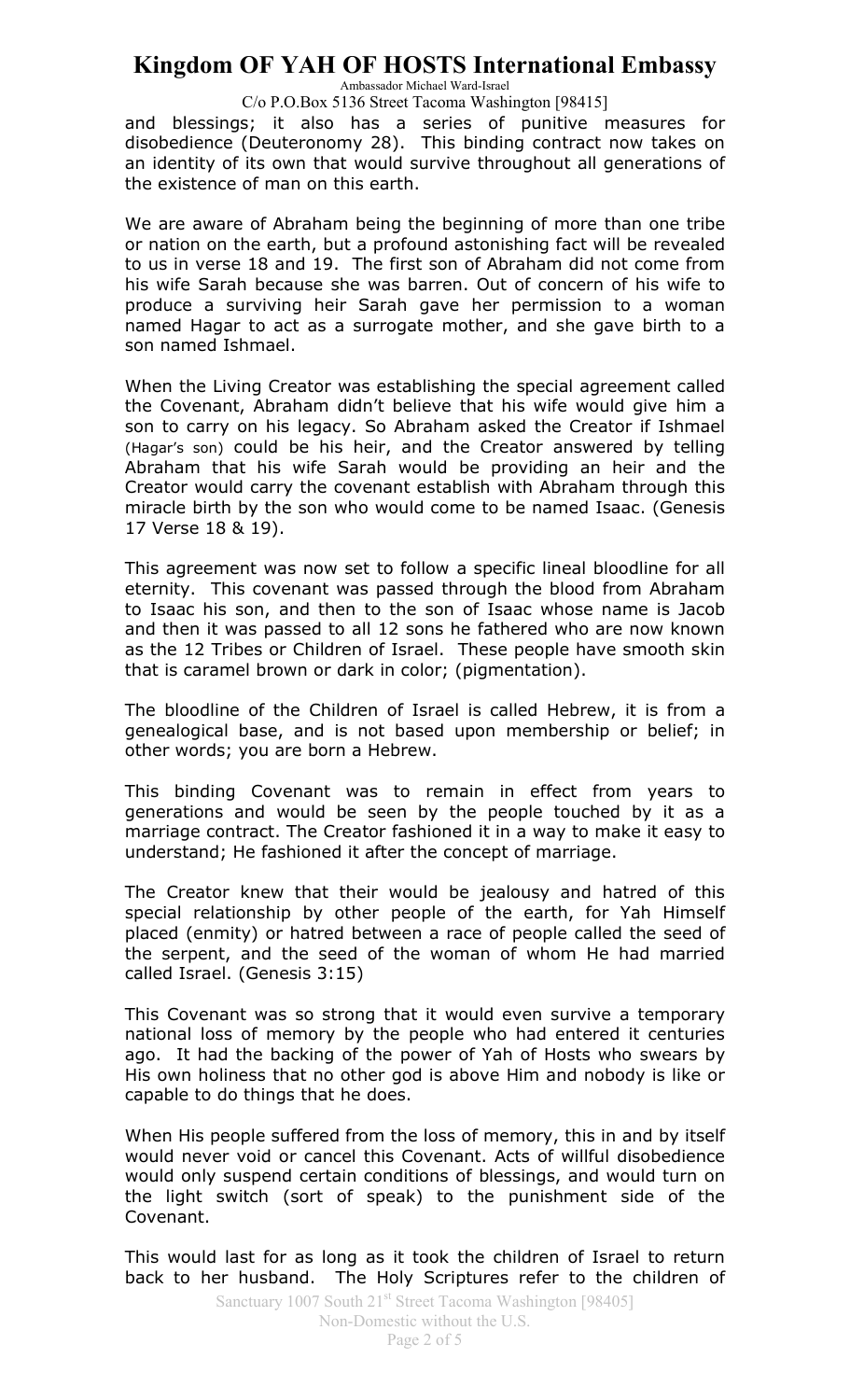and blessings; it also has a series of punitive measures for disobedience (Deuteronomy 28). This binding contract now takes on an identity of its own that would survive throughout all generations of the existence of man on this earth.

We are aware of Abraham being the beginning of more than one tribe or nation on the earth, but a profound astonishing fact will be revealed to us in verse 18 and 19. The first son of Abraham did not come from his wife Sarah because she was barren. Out of concern of his wife to produce a surviving heir Sarah gave her permission to a woman named Hagar to act as a surrogate mother, and she gave birth to a son named Ishmael.

When the Living Creator was establishing the special agreement called the Covenant, Abraham didn't believe that his wife would give him a son to carry on his legacy. So Abraham asked the Creator if Ishmael (Hagar's son) could be his heir, and the Creator answered by telling Abraham that his wife Sarah would be providing an heir and the Creator would carry the covenant establish with Abraham through this miracle birth by the son who would come to be named Isaac. (Genesis 17 Verse 18 & 19).

This agreement was now set to follow a specific lineal bloodline for all eternity. This covenant was passed through the blood from Abraham to Isaac his son, and then to the son of Isaac whose name is Jacob and then it was passed to all 12 sons he fathered who are now known as the 12 Tribes or Children of Israel. These people have smooth skin that is caramel brown or dark in color; (pigmentation).

The bloodline of the Children of Israel is called Hebrew, it is from a genealogical base, and is not based upon membership or belief; in other words; you are born a Hebrew.

This binding Covenant was to remain in effect from years to generations and would be seen by the people touched by it as a marriage contract. The Creator fashioned it in a way to make it easy to understand; He fashioned it after the concept of marriage.

The Creator knew that their would be jealousy and hatred of this special relationship by other people of the earth, for Yah Himself placed (enmity) or hatred between a race of people called the seed of the serpent, and the seed of the woman of whom He had married called Israel. (Genesis 3:15)

This Covenant was so strong that it would even survive a temporary national loss of memory by the people who had entered it centuries ago. It had the backing of the power of Yah of Hosts who swears by His own holiness that no other god is above Him and nobody is like or capable to do things that he does.

When His people suffered from the loss of memory, this in and by itself would never void or cancel this Covenant. Acts of willful disobedience would only suspend certain conditions of blessings, and would turn on the light switch (sort of speak) to the punishment side of the Covenant.

This would last for as long as it took the children of Israel to return back to her husband. The Holy Scriptures refer to the children of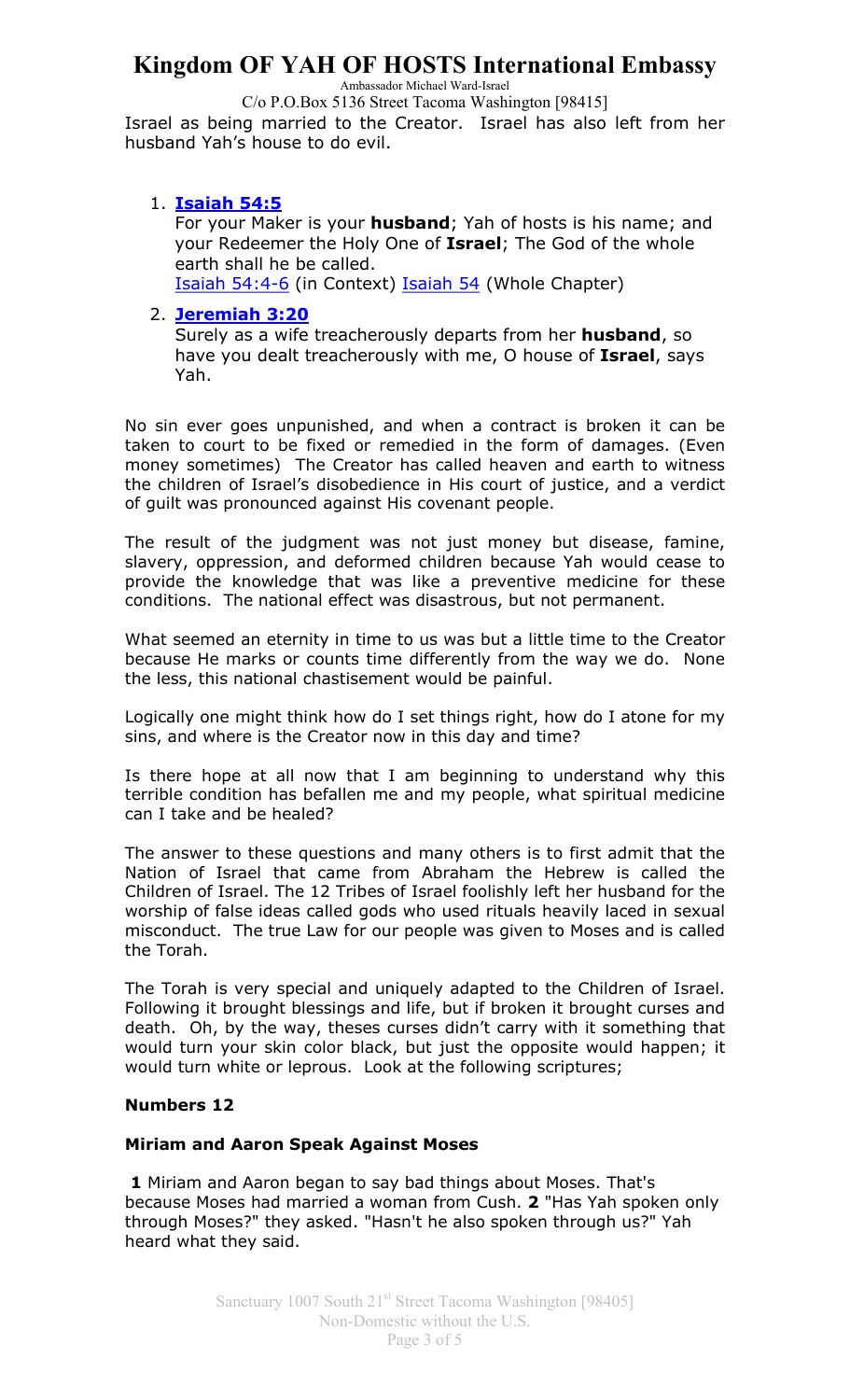Israel as being married to the Creator. Israel has also left from her husband Yah's house to do evil.

1. **Isaiah 54:5**
   For your Maker is your **husband**; Yah of hosts is his name; and your Redeemer the Holy One of **Israel**; The God of the whole earth shall he be called.
   Isaiah 54:4-6 (in Context) Isaiah 54 (Whole Chapter)

2. **Jeremiah 3:20**
   Surely as a wife treacherously departs from her **husband**, so have you dealt treacherously with me, O house of **Israel**, says Yah.

No sin ever goes unpunished, and when a contract is broken it can be taken to court to be fixed or remedied in the form of damages. (Even money sometimes) The Creator has called heaven and earth to witness the children of Israel's disobedience in His court of justice, and a verdict of guilt was pronounced against His covenant people.

The result of the judgment was not just money but disease, famine, slavery, oppression, and deformed children because Yah would cease to provide the knowledge that was like a preventive medicine for these conditions. The national effect was disastrous, but not permanent.

What seemed an eternity in time to us was but a little time to the Creator because He marks or counts time differently from the way we do. None the less, this national chastisement would be painful.

Logically one might think how do I set things right, how do I atone for my sins, and where is the Creator now in this day and time?

Is there hope at all now that I am beginning to understand why this terrible condition has befallen me and my people, what spiritual medicine can I take and be healed?

The answer to these questions and many others is to first admit that the Nation of Israel that came from Abraham the Hebrew is called the Children of Israel. The 12 Tribes of Israel foolishly left her husband for the worship of false ideas called gods who used rituals heavily laced in sexual misconduct. The true Law for our people was given to Moses and is called the Torah.

The Torah is very special and uniquely adapted to the Children of Israel. Following it brought blessings and life, but if broken it brought curses and death. Oh, by the way, theses curses didn't carry with it something that would turn your skin color black, but just the opposite would happen; it would turn white or leprous. Look at the following scriptures;

**Numbers 12**

**Miriam and Aaron Speak Against Moses**

**1** Miriam and Aaron began to say bad things about Moses. That's because Moses had married a woman from Cush. **2** "Has Yah spoken only through Moses?" they asked. "Hasn't he also spoken through us?" Yah heard what they said.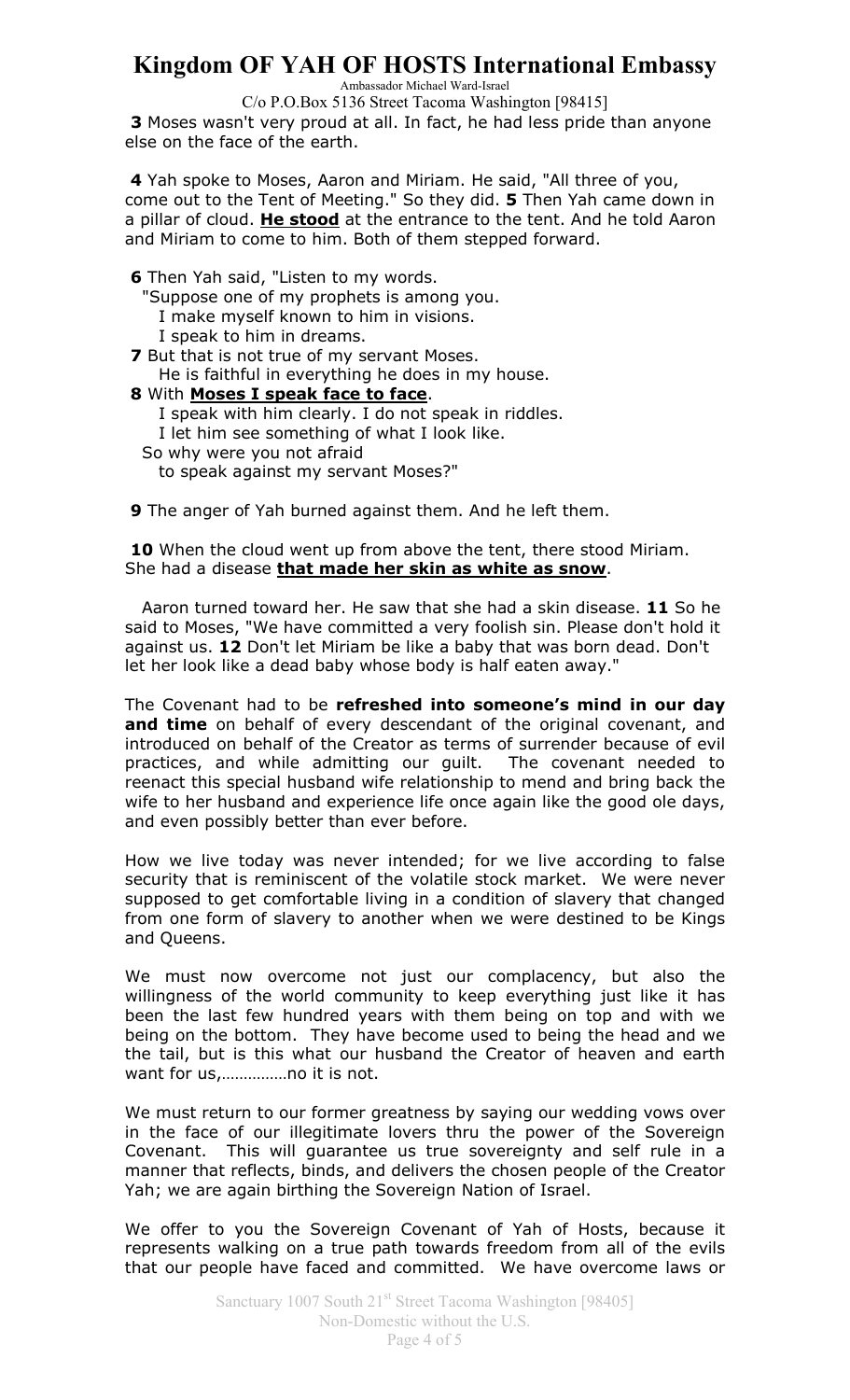**3** Moses wasn't very proud at all. In fact, he had less pride than anyone else on the face of the earth.

**4** Yah spoke to Moses, Aaron and Miriam. He said, "All three of you, come out to the Tent of Meeting." So they did. **5** Then Yah came down in a pillar of cloud. **He stood** at the entrance to the tent. And he told Aaron and Miriam to come to him. Both of them stepped forward.

**6** Then Yah said, "Listen to my words.
"Suppose one of my prophets is among you.
I make myself known to him in visions.
I speak to him in dreams.
**7** But that is not true of my servant Moses.
He is faithful in everything he does in my house.
**8** With **Moses I speak face to face**.
I speak with him clearly. I do not speak in riddles.
I let him see something of what I look like.
So why were you not afraid
to speak against my servant Moses?"

**9** The anger of Yah burned against them. And he left them.

**10** When the cloud went up from above the tent, there stood Miriam. She had a disease **that made her skin as white as snow**.

Aaron turned toward her. He saw that she had a skin disease. **11** So he said to Moses, "We have committed a very foolish sin. Please don't hold it against us. **12** Don't let Miriam be like a baby that was born dead. Don't let her look like a dead baby whose body is half eaten away."

The Covenant had to be **refreshed into someone's mind in our day and time** on behalf of every descendant of the original covenant, and introduced on behalf of the Creator as terms of surrender because of evil practices, and while admitting our guilt. The covenant needed to reenact this special husband wife relationship to mend and bring back the wife to her husband and experience life once again like the good ole days, and even possibly better than ever before.

How we live today was never intended; for we live according to false security that is reminiscent of the volatile stock market. We were never supposed to get comfortable living in a condition of slavery that changed from one form of slavery to another when we were destined to be Kings and Queens.

We must now overcome not just our complacency, but also the willingness of the world community to keep everything just like it has been the last few hundred years with them being on top and with we being on the bottom. They have become used to being the head and we the tail, but is this what our husband the Creator of heaven and earth want for us,……………no it is not.

We must return to our former greatness by saying our wedding vows over in the face of our illegitimate lovers thru the power of the Sovereign Covenant. This will guarantee us true sovereignty and self rule in a manner that reflects, binds, and delivers the chosen people of the Creator Yah; we are again birthing the Sovereign Nation of Israel.

We offer to you the Sovereign Covenant of Yah of Hosts, because it represents walking on a true path towards freedom from all of the evils that our people have faced and committed. We have overcome laws or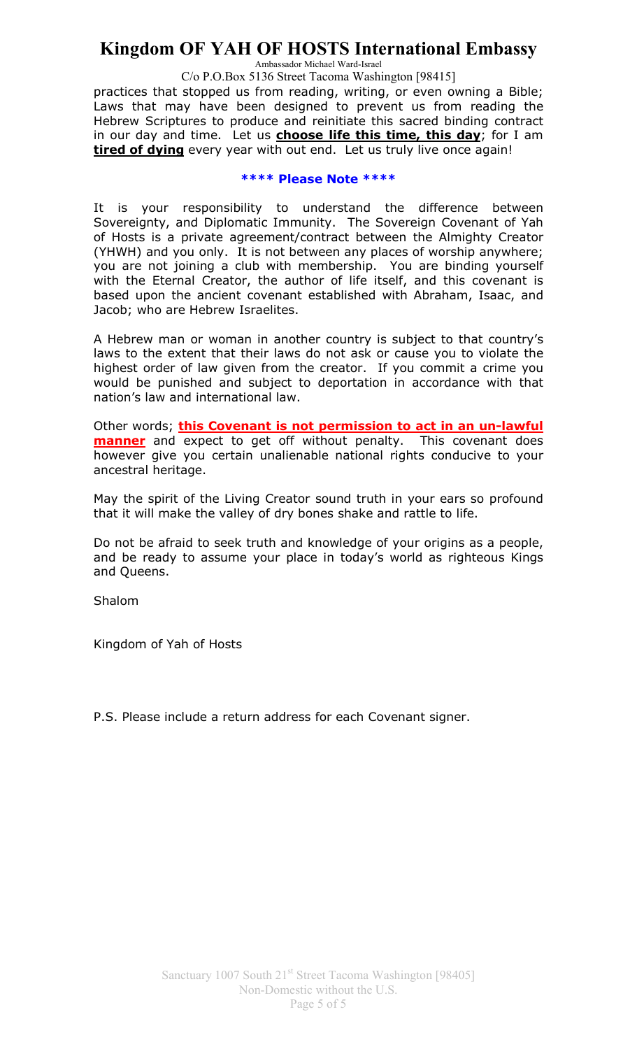practices that stopped us from reading, writing, or even owning a Bible; Laws that may have been designed to prevent us from reading the Hebrew Scriptures to produce and reinitiate this sacred binding contract in our day and time. Let us **choose life this time, this day**; for I am **tired of dying** every year with out end. Let us truly live once again!

**\*\*\*\* Please Note \*\*\*\***

It is your responsibility to understand the difference between Sovereignty, and Diplomatic Immunity. The Sovereign Covenant of Yah of Hosts is a private agreement/contract between the Almighty Creator (YHWH) and you only. It is not between any places of worship anywhere; you are not joining a club with membership. You are binding yourself with the Eternal Creator, the author of life itself, and this covenant is based upon the ancient covenant established with Abraham, Isaac, and Jacob; who are Hebrew Israelites.

A Hebrew man or woman in another country is subject to that country's laws to the extent that their laws do not ask or cause you to violate the highest order of law given from the creator. If you commit a crime you would be punished and subject to deportation in accordance with that nation's law and international law.

Other words; **this Covenant is not permission to act in an un-lawful manner** and expect to get off without penalty. This covenant does however give you certain unalienable national rights conducive to your ancestral heritage.

May the spirit of the Living Creator sound truth in your ears so profound that it will make the valley of dry bones shake and rattle to life.

Do not be afraid to seek truth and knowledge of your origins as a people, and be ready to assume your place in today's world as righteous Kings and Queens.

Shalom

Kingdom of Yah of Hosts

P.S. Please include a return address for each Covenant signer.